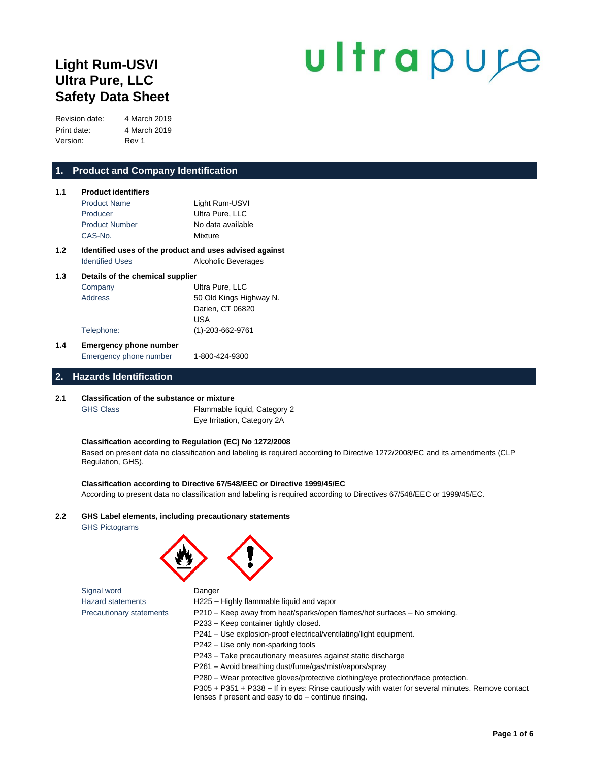# Light Rum-USVI
# Ultra Pure, LLC
# Safety Data Sheet

ultrapure

| | |
|---|---|
| Revision date: | 4 March 2019 |
| Print date: | 4 March 2019 |
| Version: | Rev 1 |

## 1. Product and Company Identification

### 1.1 Product identifiers

| | |
|---|---|
| Product Name | Light Rum-USVI |
| Producer | Ultra Pure, LLC |
| Product Number | No data available |
| CAS-No. | Mixture |

### 1.2 Identified uses of the product and uses advised against

| | |
|---|---|
| Identified Uses | Alcoholic Beverages |

### 1.3 Details of the chemical supplier

| | |
|---|---|
| Company | Ultra Pure, LLC |
| Address | 50 Old Kings Highway N.<br>Darien, CT 06820<br>USA |
| Telephone: | (1)-203-662-9761 |

### 1.4 Emergency phone number

| | |
|---|---|
| Emergency phone number | 1-800-424-9300 |

## 2. Hazards Identification

### 2.1 Classification of the substance or mixture

| | |
|---|---|
| GHS Class | Flammable liquid, Category 2<br>Eye Irritation, Category 2A |

**Classification according to Regulation (EC) No 1272/2008**

Based on present data no classification and labeling is required according to Directive 1272/2008/EC and its amendments (CLP Regulation, GHS).

**Classification according to Directive 67/548/EEC or Directive 1999/45/EC**

According to present data no classification and labeling is required according to Directives 67/548/EEC or 1999/45/EC.

### 2.2 GHS Label elements, including precautionary statements

GHS Pictograms

| | |
|---|---|
| Signal word | Danger |
| Hazard statements | H225 – Highly flammable liquid and vapor |
| Precautionary statements | P210 – Keep away from heat/sparks/open flames/hot surfaces – No smoking.<br>P233 – Keep container tightly closed.<br>P241 – Use explosion-proof electrical/ventilating/light equipment.<br>P242 – Use only non-sparking tools<br>P243 – Take precautionary measures against static discharge<br>P261 – Avoid breathing dust/fume/gas/mist/vapors/spray<br>P280 – Wear protective gloves/protective clothing/eye protection/face protection.<br>P305 + P351 + P338 – If in eyes: Rinse cautiously with water for several minutes. Remove contact lenses if present and easy to do – continue rinsing. |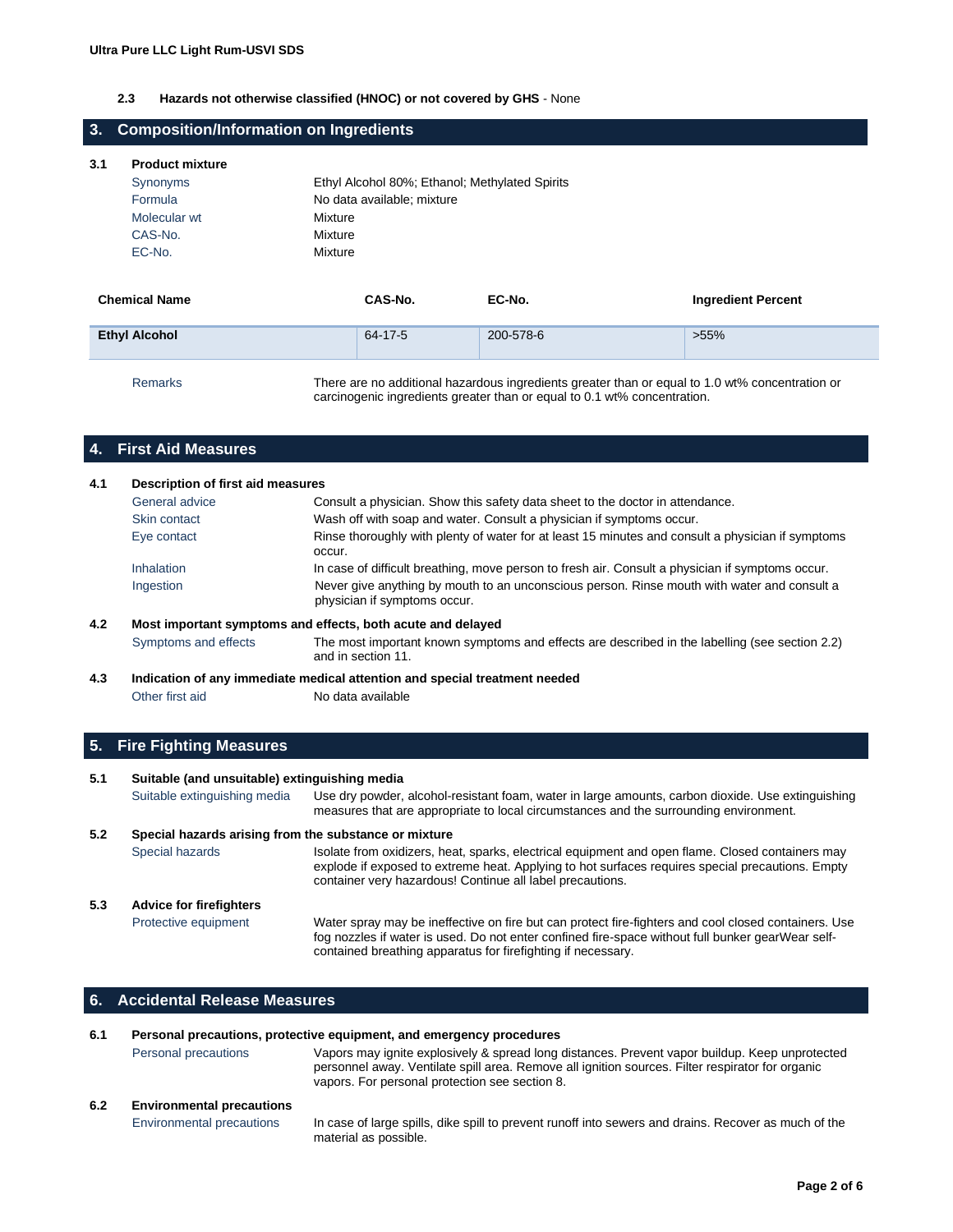**2.3 Hazards not otherwise classified (HNOC) or not covered by GHS** - None

## 3. Composition/Information on Ingredients

**3.1 Product mixture**

| | |
|---|---|
| Synonyms | Ethyl Alcohol 80%; Ethanol; Methylated Spirits |
| Formula | No data available; mixture |
| Molecular wt | Mixture |
| CAS-No. | Mixture |
| EC-No. | Mixture |

| Chemical Name | CAS-No. | EC-No. | Ingredient Percent |
|---|---|---|---|
| **Ethyl Alcohol** | 64-17-5 | 200-578-6 | >55% |

Remarks: There are no additional hazardous ingredients greater than or equal to 1.0 wt% concentration or carcinogenic ingredients greater than or equal to 0.1 wt% concentration.

## 4. First Aid Measures

**4.1 Description of first aid measures**

| | |
|---|---|
| General advice | Consult a physician. Show this safety data sheet to the doctor in attendance. |
| Skin contact | Wash off with soap and water. Consult a physician if symptoms occur. |
| Eye contact | Rinse thoroughly with plenty of water for at least 15 minutes and consult a physician if symptoms occur. |
| Inhalation | In case of difficult breathing, move person to fresh air. Consult a physician if symptoms occur. |
| Ingestion | Never give anything by mouth to an unconscious person. Rinse mouth with water and consult a physician if symptoms occur. |

**4.2 Most important symptoms and effects, both acute and delayed**

Symptoms and effects: The most important known symptoms and effects are described in the labelling (see section 2.2) and in section 11.

**4.3 Indication of any immediate medical attention and special treatment needed**

Other first aid: No data available

## 5. Fire Fighting Measures

**5.1 Suitable (and unsuitable) extinguishing media**

Suitable extinguishing media: Use dry powder, alcohol-resistant foam, water in large amounts, carbon dioxide. Use extinguishing measures that are appropriate to local circumstances and the surrounding environment.

**5.2 Special hazards arising from the substance or mixture**

Special hazards: Isolate from oxidizers, heat, sparks, electrical equipment and open flame. Closed containers may explode if exposed to extreme heat. Applying to hot surfaces requires special precautions. Empty container very hazardous! Continue all label precautions.

**5.3 Advice for firefighters**

Protective equipment: Water spray may be ineffective on fire but can protect fire-fighters and cool closed containers. Use fog nozzles if water is used. Do not enter confined fire-space without full bunker gearWear self-contained breathing apparatus for firefighting if necessary.

## 6. Accidental Release Measures

**6.1 Personal precautions, protective equipment, and emergency procedures**

Personal precautions: Vapors may ignite explosively & spread long distances. Prevent vapor buildup. Keep unprotected personnel away. Ventilate spill area. Remove all ignition sources. Filter respirator for organic vapors. For personal protection see section 8.

**6.2 Environmental precautions**

Environmental precautions: In case of large spills, dike spill to prevent runoff into sewers and drains. Recover as much of the material as possible.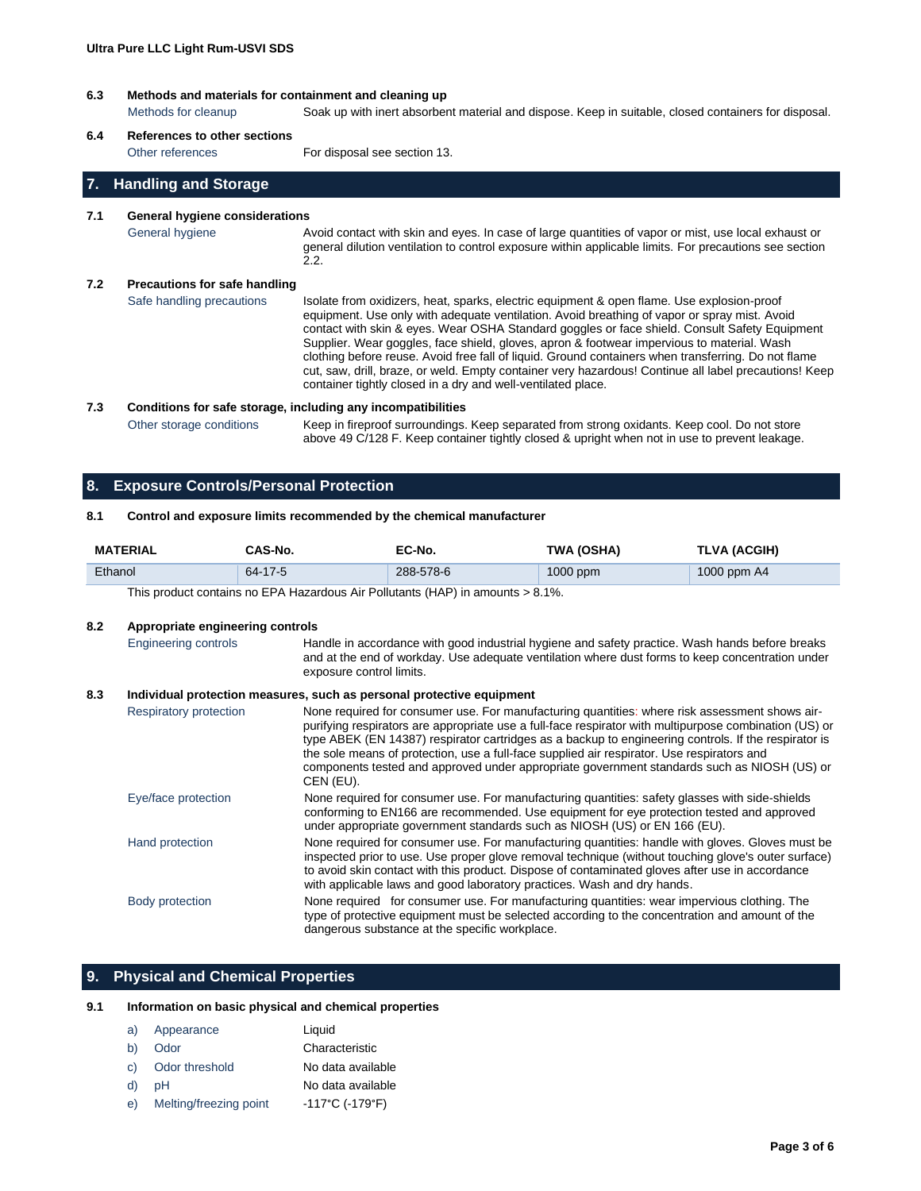#### 6.3 Methods and materials for containment and cleaning up

| | |
|---|---|
| Methods for cleanup | Soak up with inert absorbent material and dispose. Keep in suitable, closed containers for disposal. |

#### 6.4 References to other sections

| | |
|---|---|
| Other references | For disposal see section 13. |

## 7. Handling and Storage

#### 7.1 General hygiene considerations

| | |
|---|---|
| General hygiene | Avoid contact with skin and eyes. In case of large quantities of vapor or mist, use local exhaust or general dilution ventilation to control exposure within applicable limits. For precautions see section 2.2. |

#### 7.2 Precautions for safe handling

| | |
|---|---|
| Safe handling precautions | Isolate from oxidizers, heat, sparks, electric equipment & open flame. Use explosion-proof equipment. Use only with adequate ventilation. Avoid breathing of vapor or spray mist. Avoid contact with skin & eyes. Wear OSHA Standard goggles or face shield. Consult Safety Equipment Supplier. Wear goggles, face shield, gloves, apron & footwear impervious to material. Wash clothing before reuse. Avoid free fall of liquid. Ground containers when transferring. Do not flame cut, saw, drill, braze, or weld. Empty container very hazardous! Continue all label precautions! Keep container tightly closed in a dry and well-ventilated place. |

#### 7.3 Conditions for safe storage, including any incompatibilities

| | |
|---|---|
| Other storage conditions | Keep in fireproof surroundings. Keep separated from strong oxidants. Keep cool. Do not store above 49 C/128 F. Keep container tightly closed & upright when not in use to prevent leakage. |

## 8. Exposure Controls/Personal Protection

#### 8.1 Control and exposure limits recommended by the chemical manufacturer

| MATERIAL | CAS-No. | EC-No. | TWA (OSHA) | TLVA (ACGIH) |
|---|---|---|---|---|
| Ethanol | 64-17-5 | 288-578-6 | 1000 ppm | 1000 ppm A4 |

This product contains no EPA Hazardous Air Pollutants (HAP) in amounts > 8.1%.

#### 8.2 Appropriate engineering controls

| | |
|---|---|
| Engineering controls | Handle in accordance with good industrial hygiene and safety practice. Wash hands before breaks and at the end of workday. Use adequate ventilation where dust forms to keep concentration under exposure control limits. |

#### 8.3 Individual protection measures, such as personal protective equipment

| | |
|---|---|
| Respiratory protection | None required for consumer use. For manufacturing quantities: where risk assessment shows air-purifying respirators are appropriate use a full-face respirator with multipurpose combination (US) or type ABEK (EN 14387) respirator cartridges as a backup to engineering controls. If the respirator is the sole means of protection, use a full-face supplied air respirator. Use respirators and components tested and approved under appropriate government standards such as NIOSH (US) or CEN (EU). |
| Eye/face protection | None required for consumer use. For manufacturing quantities: safety glasses with side-shields conforming to EN166 are recommended. Use equipment for eye protection tested and approved under appropriate government standards such as NIOSH (US) or EN 166 (EU). |
| Hand protection | None required for consumer use. For manufacturing quantities: handle with gloves. Gloves must be inspected prior to use. Use proper glove removal technique (without touching glove's outer surface) to avoid skin contact with this product. Dispose of contaminated gloves after use in accordance with applicable laws and good laboratory practices. Wash and dry hands. |
| Body protection | None required for consumer use. For manufacturing quantities: wear impervious clothing. The type of protective equipment must be selected according to the concentration and amount of the dangerous substance at the specific workplace. |

## 9. Physical and Chemical Properties

#### 9.1 Information on basic physical and chemical properties

a) Appearance: Liquid
b) Odor: Characteristic
c) Odor threshold: No data available
d) pH: No data available
e) Melting/freezing point: -117°C (-179°F)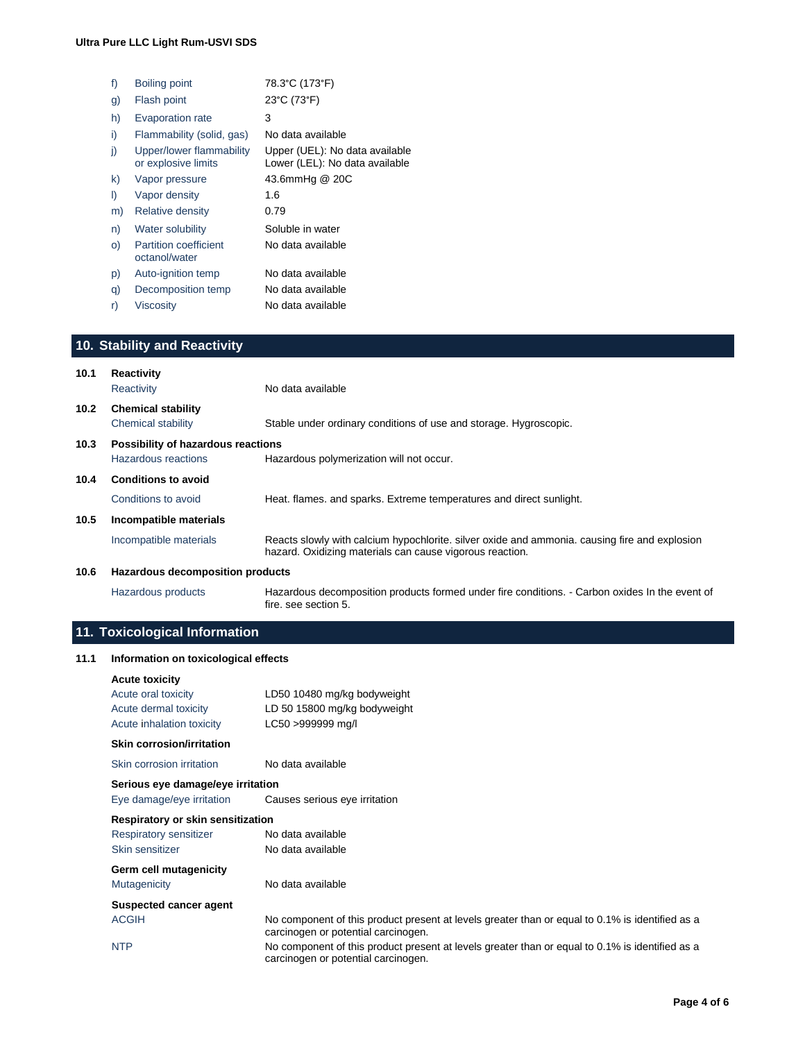| | | |
|---|---|---|
| f) | Boiling point | 78.3°C (173°F) |
| g) | Flash point | 23°C (73°F) |
| h) | Evaporation rate | 3 |
| i) | Flammability (solid, gas) | No data available |
| j) | Upper/lower flammability or explosive limits | Upper (UEL): No data available<br>Lower (LEL): No data available |
| k) | Vapor pressure | 43.6mmHg @ 20C |
| l) | Vapor density | 1.6 |
| m) | Relative density | 0.79 |
| n) | Water solubility | Soluble in water |
| o) | Partition coefficient octanol/water | No data available |
| p) | Auto-ignition temp | No data available |
| q) | Decomposition temp | No data available |
| r) | Viscosity | No data available |

## 10. Stability and Reactivity

**10.1 Reactivity**

| | |
|---|---|
| Reactivity | No data available |

**10.2 Chemical stability**

| | |
|---|---|
| Chemical stability | Stable under ordinary conditions of use and storage. Hygroscopic. |

**10.3 Possibility of hazardous reactions**

| | |
|---|---|
| Hazardous reactions | Hazardous polymerization will not occur. |

**10.4 Conditions to avoid**

| | |
|---|---|
| Conditions to avoid | Heat. flames. and sparks. Extreme temperatures and direct sunlight. |

**10.5 Incompatible materials**

| | |
|---|---|
| Incompatible materials | Reacts slowly with calcium hypochlorite. silver oxide and ammonia. causing fire and explosion hazard. Oxidizing materials can cause vigorous reaction. |

**10.6 Hazardous decomposition products**

| | |
|---|---|
| Hazardous products | Hazardous decomposition products formed under fire conditions. - Carbon oxides In the event of fire. see section 5. |

## 11. Toxicological Information

**11.1 Information on toxicological effects**

**Acute toxicity**

| | |
|---|---|
| Acute oral toxicity | LD50 10480 mg/kg bodyweight |
| Acute dermal toxicity | LD 50 15800 mg/kg bodyweight |
| Acute inhalation toxicity | LC50 >999999 mg/l |

**Skin corrosion/irritation**

| | |
|---|---|
| Skin corrosion irritation | No data available |

**Serious eye damage/eye irritation**

| | |
|---|---|
| Eye damage/eye irritation | Causes serious eye irritation |

**Respiratory or skin sensitization**

| | |
|---|---|
| Respiratory sensitizer | No data available |
| Skin sensitizer | No data available |

**Germ cell mutagenicity**

| | |
|---|---|
| Mutagenicity | No data available |

**Suspected cancer agent**

| | |
|---|---|
| ACGIH | No component of this product present at levels greater than or equal to 0.1% is identified as a carcinogen or potential carcinogen. |
| NTP | No component of this product present at levels greater than or equal to 0.1% is identified as a carcinogen or potential carcinogen. |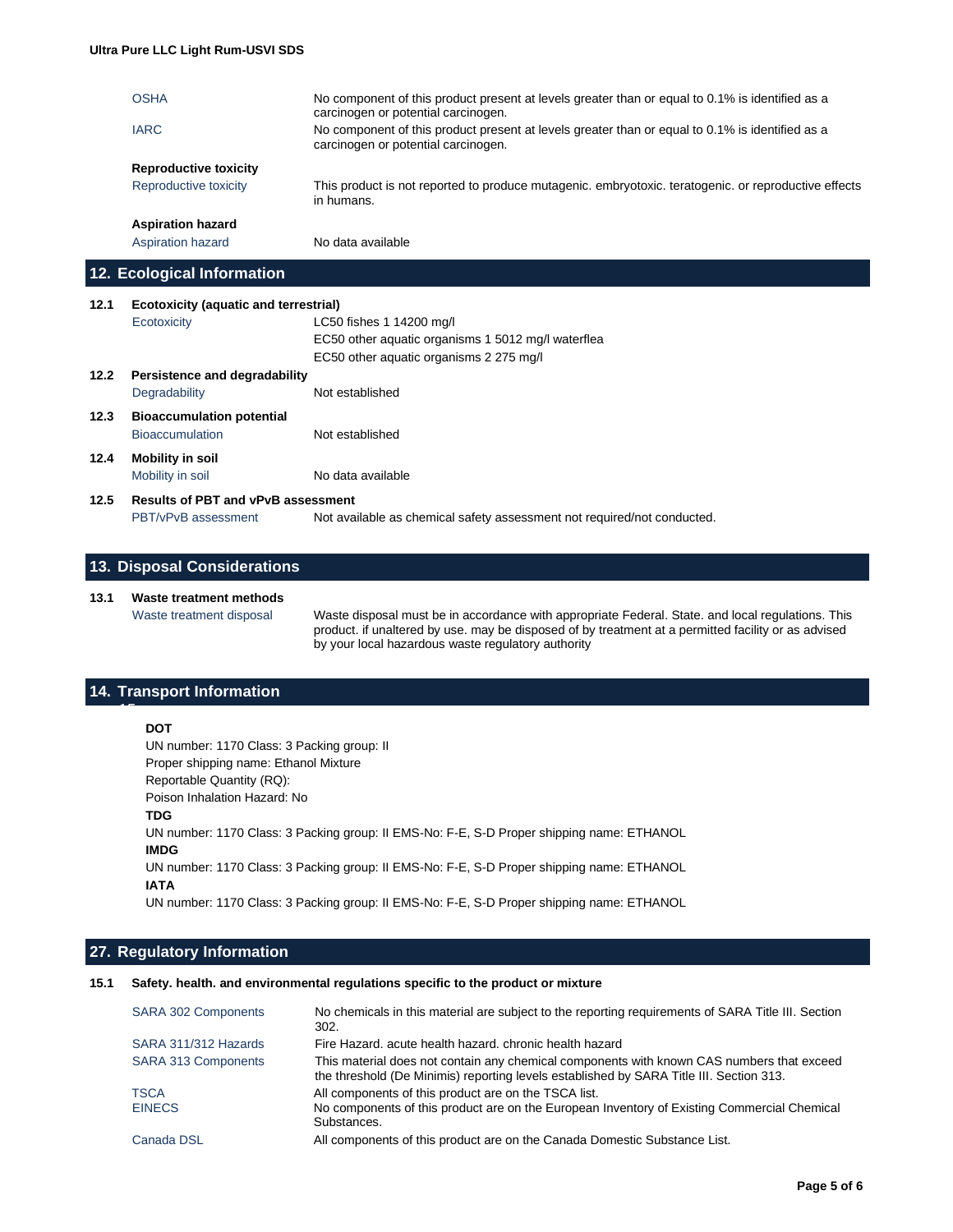| | |
|---|---|
| OSHA | No component of this product present at levels greater than or equal to 0.1% is identified as a carcinogen or potential carcinogen. |
| IARC | No component of this product present at levels greater than or equal to 0.1% is identified as a carcinogen or potential carcinogen. |

**Reproductive toxicity**

| | |
|---|---|
| Reproductive toxicity | This product is not reported to produce mutagenic. embryotoxic. teratogenic. or reproductive effects in humans. |

**Aspiration hazard**

| | |
|---|---|
| Aspiration hazard | No data available |

## 12. Ecological Information

**12.1 Ecotoxicity (aquatic and terrestrial)**

| | |
|---|---|
| Ecotoxicity | LC50 fishes 1 14200 mg/l<br>EC50 other aquatic organisms 1 5012 mg/l waterflea<br>EC50 other aquatic organisms 2 275 mg/l |

**12.2 Persistence and degradability**

| | |
|---|---|
| Degradability | Not established |

**12.3 Bioaccumulation potential**

| | |
|---|---|
| Bioaccumulation | Not established |

**12.4 Mobility in soil**

| | |
|---|---|
| Mobility in soil | No data available |

**12.5 Results of PBT and vPvB assessment**

| | |
|---|---|
| PBT/vPvB assessment | Not available as chemical safety assessment not required/not conducted. |

## 13. Disposal Considerations

**13.1 Waste treatment methods**

| | |
|---|---|
| Waste treatment disposal | Waste disposal must be in accordance with appropriate Federal. State. and local regulations. This product. if unaltered by use. may be disposed of by treatment at a permitted facility or as advised by your local hazardous waste regulatory authority |

## 14. Transport Information

**DOT**

UN number: 1170 Class: 3 Packing group: II

Proper shipping name: Ethanol Mixture

Reportable Quantity (RQ):

Poison Inhalation Hazard: No

**TDG**

UN number: 1170 Class: 3 Packing group: II EMS-No: F-E, S-D Proper shipping name: ETHANOL

**IMDG**

UN number: 1170 Class: 3 Packing group: II EMS-No: F-E, S-D Proper shipping name: ETHANOL

**IATA**

UN number: 1170 Class: 3 Packing group: II EMS-No: F-E, S-D Proper shipping name: ETHANOL

## 27. Regulatory Information

**15.1 Safety. health. and environmental regulations specific to the product or mixture**

| | |
|---|---|
| SARA 302 Components | No chemicals in this material are subject to the reporting requirements of SARA Title III. Section 302. |
| SARA 311/312 Hazards | Fire Hazard. acute health hazard. chronic health hazard |
| SARA 313 Components | This material does not contain any chemical components with known CAS numbers that exceed the threshold (De Minimis) reporting levels established by SARA Title III. Section 313. |
| TSCA | All components of this product are on the TSCA list. |
| EINECS | No components of this product are on the European Inventory of Existing Commercial Chemical Substances. |
| Canada DSL | All components of this product are on the Canada Domestic Substance List. |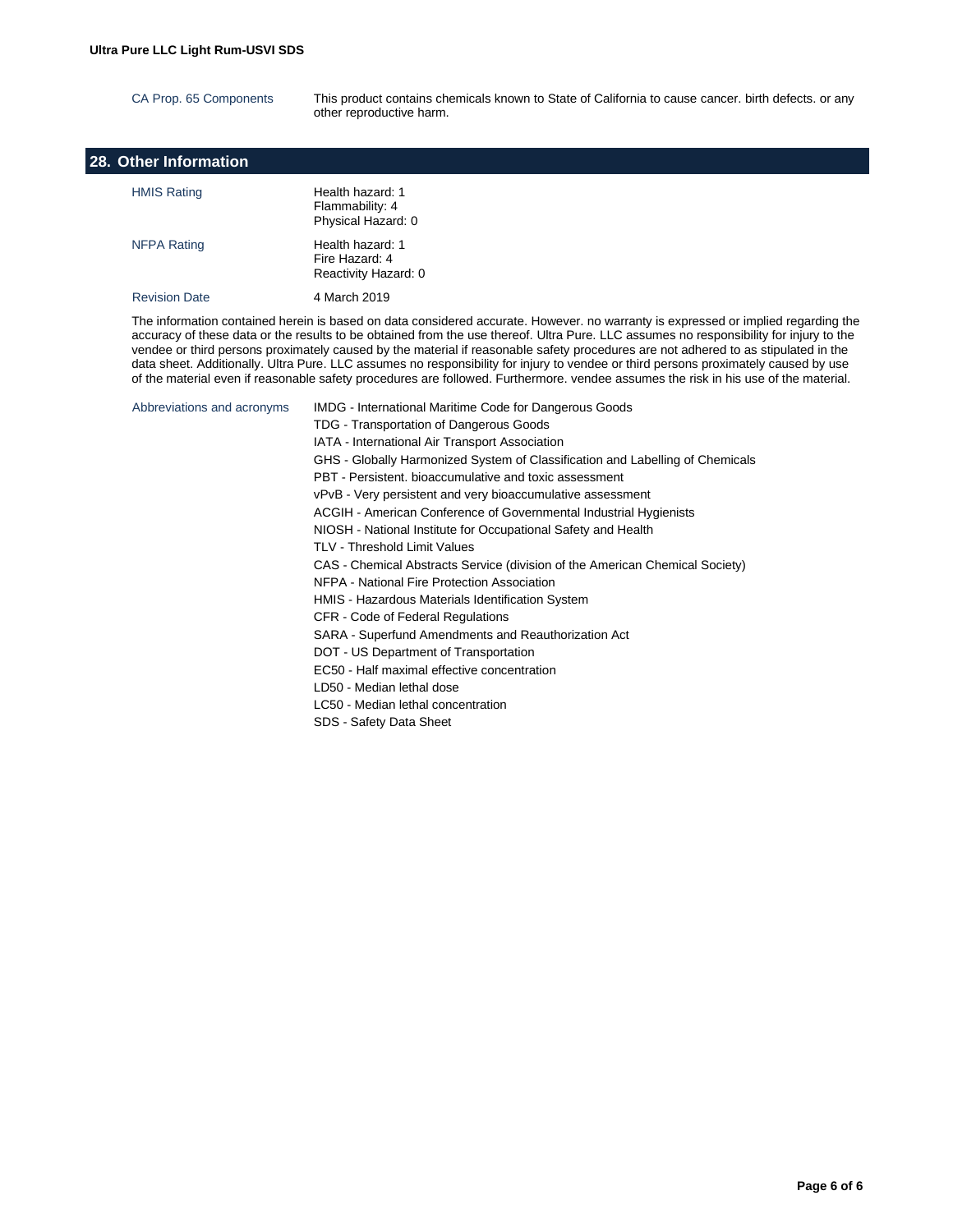CA Prop. 65 Components — This product contains chemicals known to State of California to cause cancer. birth defects. or any other reproductive harm.

## 28. Other Information

**HMIS Rating**
Health hazard: 1
Flammability: 4
Physical Hazard: 0

**NFPA Rating**
Health hazard: 1
Fire Hazard: 4
Reactivity Hazard: 0

**Revision Date** 4 March 2019

The information contained herein is based on data considered accurate. However. no warranty is expressed or implied regarding the accuracy of these data or the results to be obtained from the use thereof. Ultra Pure. LLC assumes no responsibility for injury to the vendee or third persons proximately caused by the material if reasonable safety procedures are not adhered to as stipulated in the data sheet. Additionally. Ultra Pure. LLC assumes no responsibility for injury to vendee or third persons proximately caused by use of the material even if reasonable safety procedures are followed. Furthermore. vendee assumes the risk in his use of the material.

**Abbreviations and acronyms**

- IMDG - International Maritime Code for Dangerous Goods
- TDG - Transportation of Dangerous Goods
- IATA - International Air Transport Association
- GHS - Globally Harmonized System of Classification and Labelling of Chemicals
- PBT - Persistent. bioaccumulative and toxic assessment
- vPvB - Very persistent and very bioaccumulative assessment
- ACGIH - American Conference of Governmental Industrial Hygienists
- NIOSH - National Institute for Occupational Safety and Health
- TLV - Threshold Limit Values
- CAS - Chemical Abstracts Service (division of the American Chemical Society)
- NFPA - National Fire Protection Association
- HMIS - Hazardous Materials Identification System
- CFR - Code of Federal Regulations
- SARA - Superfund Amendments and Reauthorization Act
- DOT - US Department of Transportation
- EC50 - Half maximal effective concentration
- LD50 - Median lethal dose
- LC50 - Median lethal concentration
- SDS - Safety Data Sheet